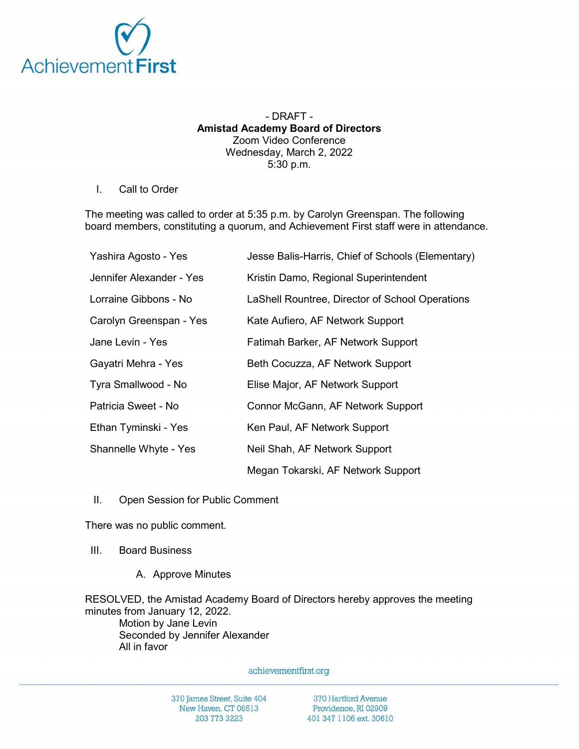- DRAFT -

**Amistad Academy Board of Directors**

Zoom Video Conference

Wednesday, March 2, 2022

5:30 p.m.

I. Call to Order

The meeting was called to order at 5:35 p.m. by Carolyn Greenspan. The following board members, constituting a quorum, and Achievement First staff were in attendance.

| | |
|---|---|
| Yashira Agosto - Yes | Jesse Balis-Harris, Chief of Schools (Elementary) |
| Jennifer Alexander - Yes | Kristin Damo, Regional Superintendent |
| Lorraine Gibbons - No | LaShell Rountree, Director of School Operations |
| Carolyn Greenspan - Yes | Kate Aufiero, AF Network Support |
| Jane Levin - Yes | Fatimah Barker, AF Network Support |
| Gayatri Mehra - Yes | Beth Cocuzza, AF Network Support |
| Tyra Smallwood - No | Elise Major, AF Network Support |
| Patricia Sweet - No | Connor McGann, AF Network Support |
| Ethan Tyminski - Yes | Ken Paul, AF Network Support |
| Shannelle Whyte - Yes | Neil Shah, AF Network Support |
| | Megan Tokarski, AF Network Support |

II. Open Session for Public Comment

There was no public comment.

III. Board Business

A. Approve Minutes

RESOLVED, the Amistad Academy Board of Directors hereby approves the meeting minutes from January 12, 2022.

Motion by Jane Levin
Seconded by Jennifer Alexander
All in favor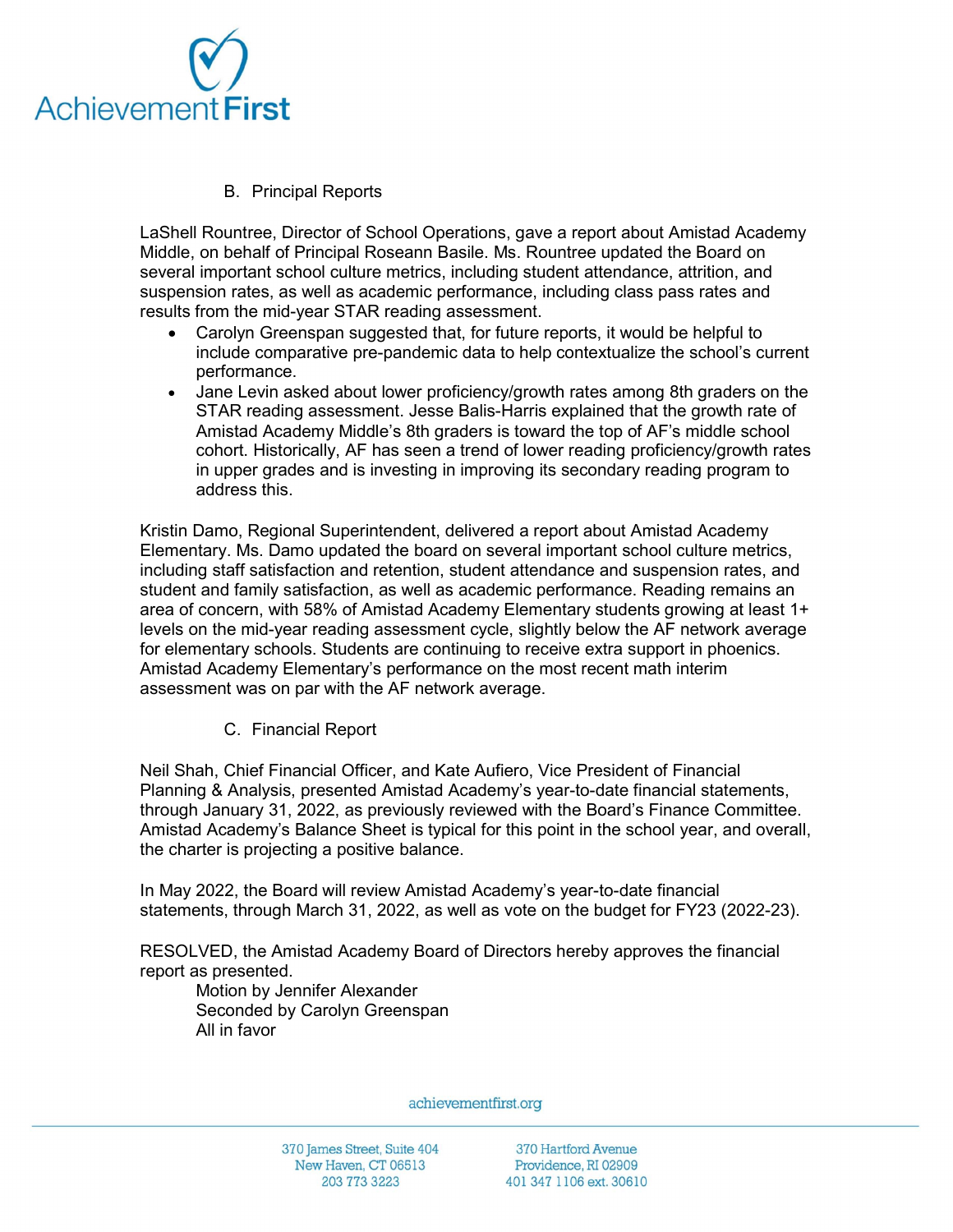### B. Principal Reports

LaShell Rountree, Director of School Operations, gave a report about Amistad Academy Middle, on behalf of Principal Roseann Basile. Ms. Rountree updated the Board on several important school culture metrics, including student attendance, attrition, and suspension rates, as well as academic performance, including class pass rates and results from the mid-year STAR reading assessment.

- Carolyn Greenspan suggested that, for future reports, it would be helpful to include comparative pre-pandemic data to help contextualize the school's current performance.
- Jane Levin asked about lower proficiency/growth rates among 8th graders on the STAR reading assessment. Jesse Balis-Harris explained that the growth rate of Amistad Academy Middle's 8th graders is toward the top of AF's middle school cohort. Historically, AF has seen a trend of lower reading proficiency/growth rates in upper grades and is investing in improving its secondary reading program to address this.

Kristin Damo, Regional Superintendent, delivered a report about Amistad Academy Elementary. Ms. Damo updated the board on several important school culture metrics, including staff satisfaction and retention, student attendance and suspension rates, and student and family satisfaction, as well as academic performance. Reading remains an area of concern, with 58% of Amistad Academy Elementary students growing at least 1+ levels on the mid-year reading assessment cycle, slightly below the AF network average for elementary schools. Students are continuing to receive extra support in phoenics. Amistad Academy Elementary's performance on the most recent math interim assessment was on par with the AF network average.

### C. Financial Report

Neil Shah, Chief Financial Officer, and Kate Aufiero, Vice President of Financial Planning & Analysis, presented Amistad Academy's year-to-date financial statements, through January 31, 2022, as previously reviewed with the Board's Finance Committee. Amistad Academy's Balance Sheet is typical for this point in the school year, and overall, the charter is projecting a positive balance.

In May 2022, the Board will review Amistad Academy's year-to-date financial statements, through March 31, 2022, as well as vote on the budget for FY23 (2022-23).

RESOLVED, the Amistad Academy Board of Directors hereby approves the financial report as presented.

Motion by Jennifer Alexander
Seconded by Carolyn Greenspan
All in favor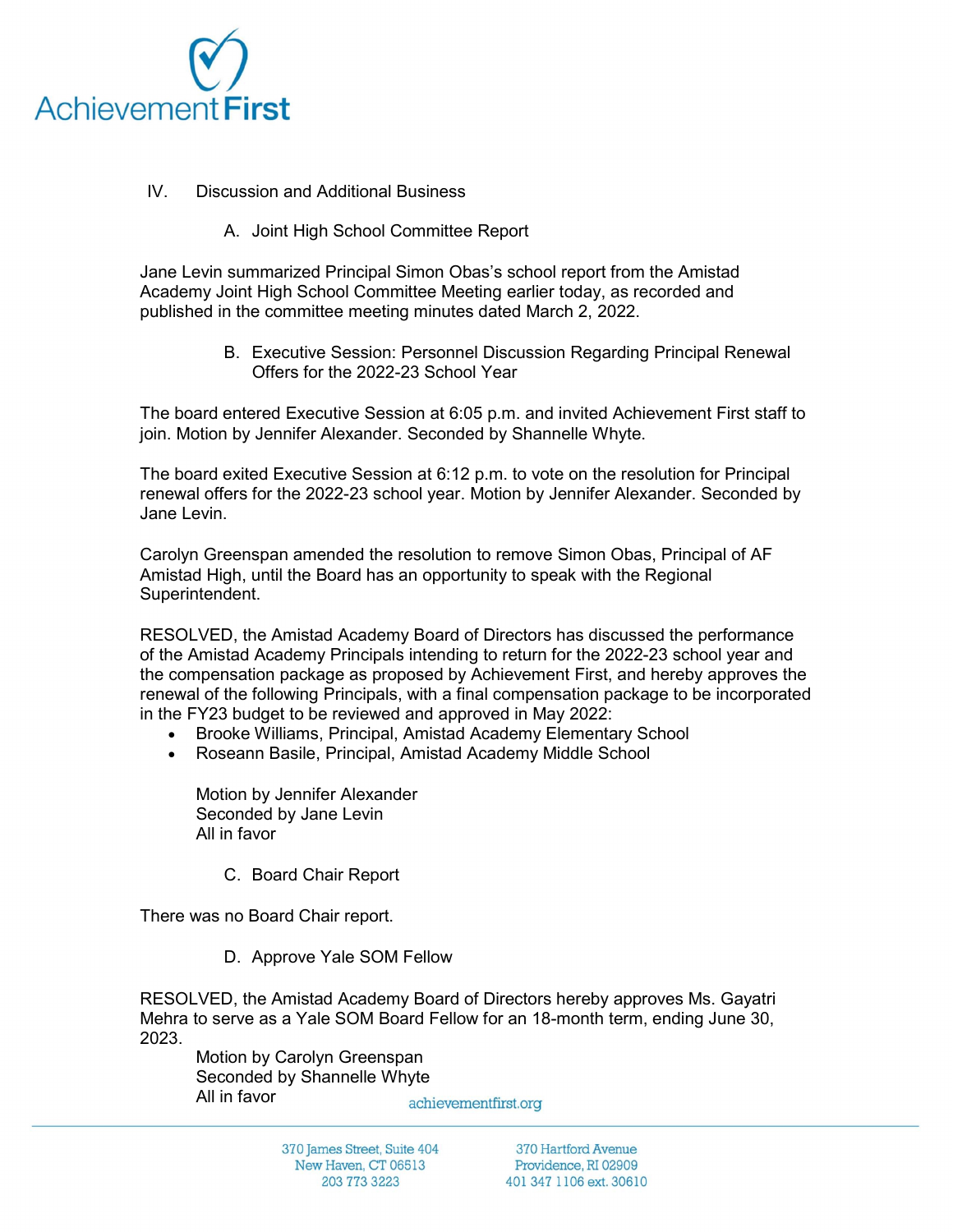IV. Discussion and Additional Business

A. Joint High School Committee Report

Jane Levin summarized Principal Simon Obas's school report from the Amistad Academy Joint High School Committee Meeting earlier today, as recorded and published in the committee meeting minutes dated March 2, 2022.

B. Executive Session: Personnel Discussion Regarding Principal Renewal Offers for the 2022-23 School Year

The board entered Executive Session at 6:05 p.m. and invited Achievement First staff to join. Motion by Jennifer Alexander. Seconded by Shannelle Whyte.

The board exited Executive Session at 6:12 p.m. to vote on the resolution for Principal renewal offers for the 2022-23 school year. Motion by Jennifer Alexander. Seconded by Jane Levin.

Carolyn Greenspan amended the resolution to remove Simon Obas, Principal of AF Amistad High, until the Board has an opportunity to speak with the Regional Superintendent.

RESOLVED, the Amistad Academy Board of Directors has discussed the performance of the Amistad Academy Principals intending to return for the 2022-23 school year and the compensation package as proposed by Achievement First, and hereby approves the renewal of the following Principals, with a final compensation package to be incorporated in the FY23 budget to be reviewed and approved in May 2022:

- Brooke Williams, Principal, Amistad Academy Elementary School
- Roseann Basile, Principal, Amistad Academy Middle School

Motion by Jennifer Alexander
Seconded by Jane Levin
All in favor

C. Board Chair Report

There was no Board Chair report.

D. Approve Yale SOM Fellow

RESOLVED, the Amistad Academy Board of Directors hereby approves Ms. Gayatri Mehra to serve as a Yale SOM Board Fellow for an 18-month term, ending June 30, 2023.

Motion by Carolyn Greenspan
Seconded by Shannelle Whyte
All in favor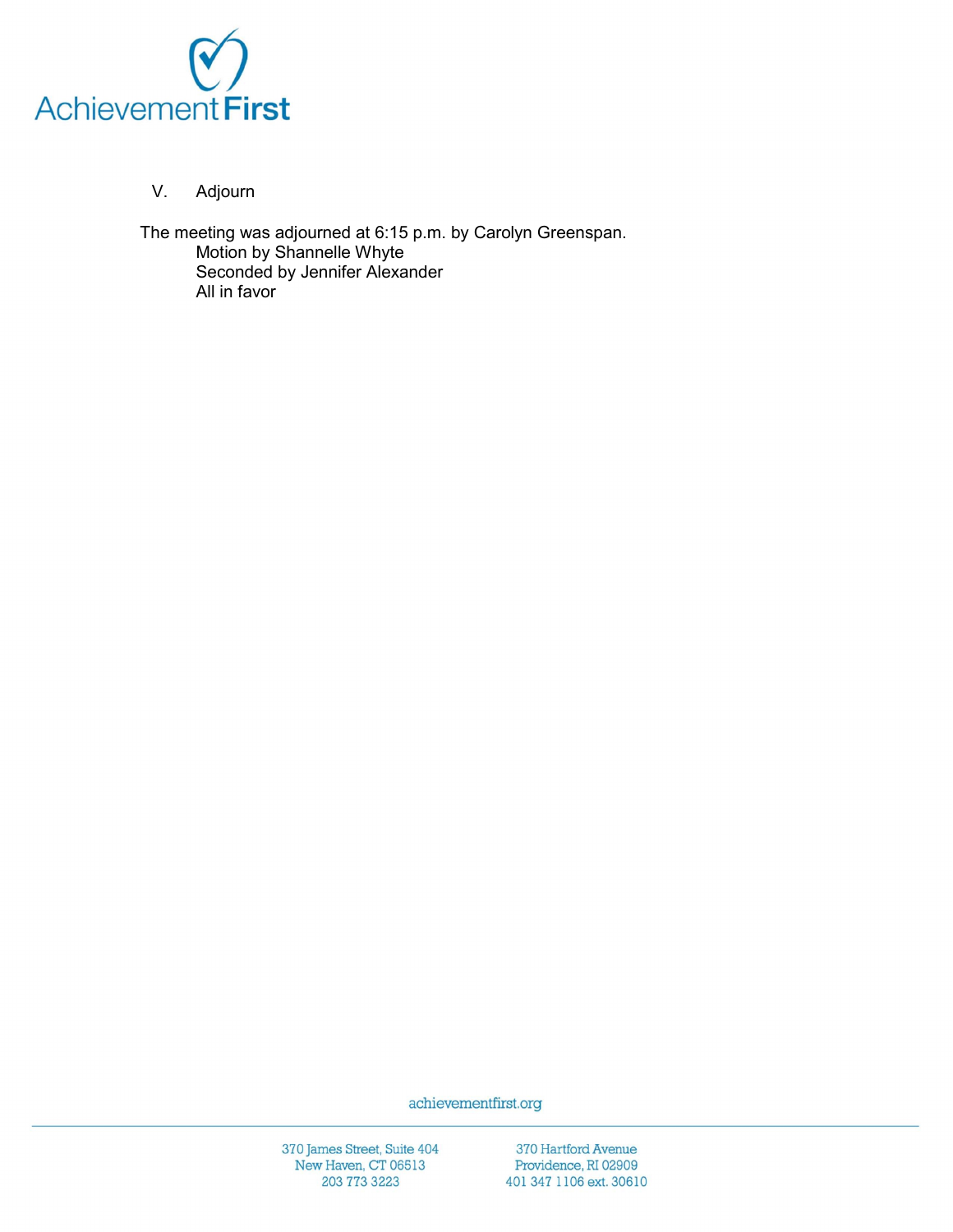V. Adjourn

The meeting was adjourned at 6:15 p.m. by Carolyn Greenspan.

Motion by Shannelle Whyte
Seconded by Jennifer Alexander
All in favor